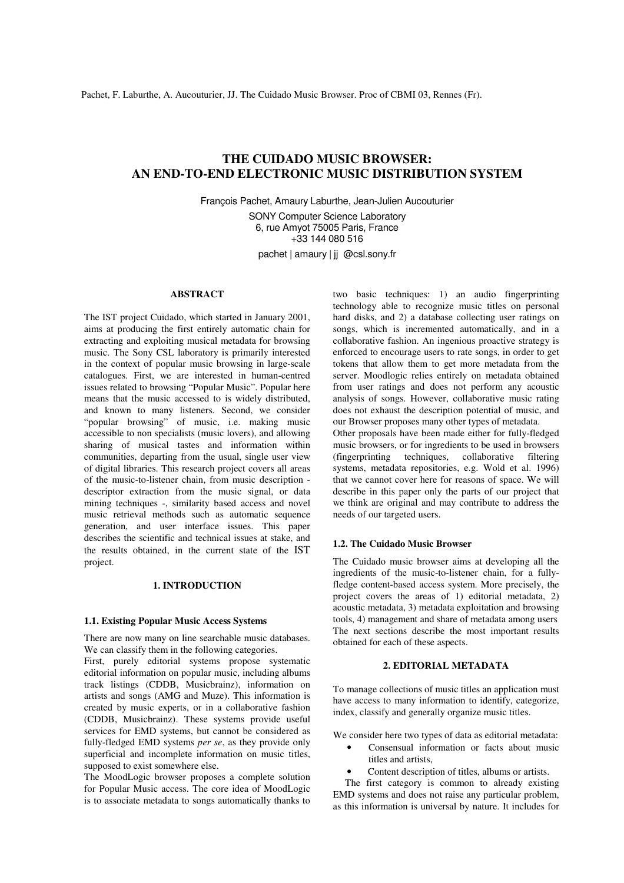Pachet, F. Laburthe, A. Aucouturier, JJ. The Cuidado Music Browser. Proc of CBMI 03, Rennes (Fr).

# THE CUIDADO MUSIC BROWSER: AN END-TO-END ELECTRONIC MUSIC DISTRIBUTION SYSTEM

François Pachet, Amaury Laburthe, Jean-Julien Aucouturier

SONY Computer Science Laboratory
6, rue Amyot 75005 Paris, France
+33 144 080 516
pachet | amaury | jj @csl.sony.fr

## ABSTRACT

The IST project Cuidado, which started in January 2001, aims at producing the first entirely automatic chain for extracting and exploiting musical metadata for browsing music. The Sony CSL laboratory is primarily interested in the context of popular music browsing in large-scale catalogues. First, we are interested in human-centred issues related to browsing "Popular Music". Popular here means that the music accessed to is widely distributed, and known to many listeners. Second, we consider "popular browsing" of music, i.e. making music accessible to non specialists (music lovers), and allowing sharing of musical tastes and information within communities, departing from the usual, single user view of digital libraries. This research project covers all areas of the music-to-listener chain, from music description - descriptor extraction from the music signal, or data mining techniques -, similarity based access and novel music retrieval methods such as automatic sequence generation, and user interface issues. This paper describes the scientific and technical issues at stake, and the results obtained, in the current state of the IST project.

## 1. INTRODUCTION

### 1.1. Existing Popular Music Access Systems

There are now many on line searchable music databases. We can classify them in the following categories.

First, purely editorial systems propose systematic editorial information on popular music, including albums track listings (CDDB, Musicbrainz), information on artists and songs (AMG and Muze). This information is created by music experts, or in a collaborative fashion (CDDB, Musicbrainz). These systems provide useful services for EMD systems, but cannot be considered as fully-fledged EMD systems *per se*, as they provide only superficial and incomplete information on music titles, supposed to exist somewhere else.

The MoodLogic browser proposes a complete solution for Popular Music access. The core idea of MoodLogic is to associate metadata to songs automatically thanks to two basic techniques: 1) an audio fingerprinting technology able to recognize music titles on personal hard disks, and 2) a database collecting user ratings on songs, which is incremented automatically, and in a collaborative fashion. An ingenious proactive strategy is enforced to encourage users to rate songs, in order to get tokens that allow them to get more metadata from the server. Moodlogic relies entirely on metadata obtained from user ratings and does not perform any acoustic analysis of songs. However, collaborative music rating does not exhaust the description potential of music, and our Browser proposes many other types of metadata.

Other proposals have been made either for fully-fledged music browsers, or for ingredients to be used in browsers (fingerprinting techniques, collaborative filtering systems, metadata repositories, e.g. Wold et al. 1996) that we cannot cover here for reasons of space. We will describe in this paper only the parts of our project that we think are original and may contribute to address the needs of our targeted users.

### 1.2. The Cuidado Music Browser

The Cuidado music browser aims at developing all the ingredients of the music-to-listener chain, for a fully-fledge content-based access system. More precisely, the project covers the areas of 1) editorial metadata, 2) acoustic metadata, 3) metadata exploitation and browsing tools, 4) management and share of metadata among users

The next sections describe the most important results obtained for each of these aspects.

## 2. EDITORIAL METADATA

To manage collections of music titles an application must have access to many information to identify, categorize, index, classify and generally organize music titles.

We consider here two types of data as editorial metadata:

- Consensual information or facts about music titles and artists,
- Content description of titles, albums or artists.

The first category is common to already existing EMD systems and does not raise any particular problem, as this information is universal by nature. It includes for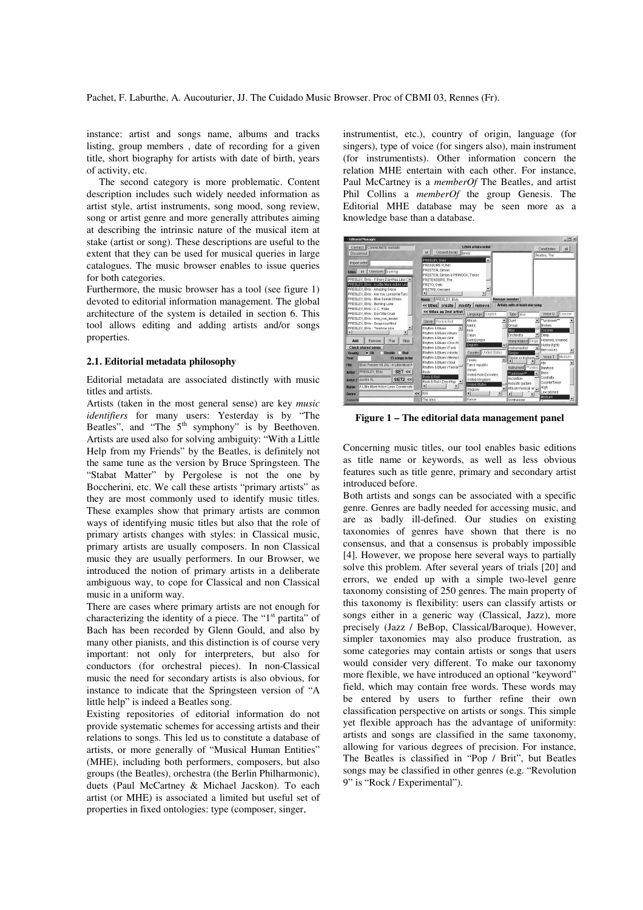instance: artist and songs name, albums and tracks listing, group members , date of recording for a given title, short biography for artists with date of birth, years of activity, etc.

The second category is more problematic. Content description includes such widely needed information as artist style, artist instruments, song mood, song review, song or artist genre and more generally attributes aiming at describing the intrinsic nature of the musical item at stake (artist or song). These descriptions are useful to the extent that they can be used for musical queries in large catalogues. The music browser enables to issue queries for both categories.

Furthermore, the music browser has a tool (see figure 1) devoted to editorial information management. The global architecture of the system is detailed in section 6. This tool allows editing and adding artists and/or songs properties.

### 2.1. Editorial metadata philosophy

Editorial metadata are associated distinctly with music titles and artists.

Artists (taken in the most general sense) are key *music identifiers* for many users: Yesterday is by "The Beatles", and "The 5th symphony" is by Beethoven. Artists are used also for solving ambiguity: "With a Little Help from my Friends" by the Beatles, is definitely not the same tune as the version by Bruce Springsteen. The "Stabat Matter" by Pergolese is not the one by Boccherini, etc. We call these artists "primary artists" as they are most commonly used to identify music titles. These examples show that primary artists are common ways of identifying music titles but also that the role of primary artists changes with styles: in Classical music, primary artists are usually composers. In non Classical music they are usually performers. In our Browser, we introduced the notion of primary artists in a deliberate ambiguous way, to cope for Classical and non Classical music in a uniform way.

There are cases where primary artists are not enough for characterizing the identity of a piece. The "1st partita" of Bach has been recorded by Glenn Gould, and also by many other pianists, and this distinction is of course very important: not only for interpreters, but also for conductors (for orchestral pieces). In non-Classical music the need for secondary artists is also obvious, for instance to indicate that the Springsteen version of "A little help" is indeed a Beatles song.

Existing repositories of editorial information do not provide systematic schemes for accessing artists and their relations to songs. This led us to constitute a database of artists, or more generally of "Musical Human Entities" (MHE), including both performers, composers, but also groups (the Beatles), orchestra (the Berlin Philharmonic), duets (Paul McCartney & Michael Jacskon). To each artist (or MHE) is associated a limited but useful set of properties in fixed ontologies: type (composer, singer, instrumentist, etc.), country of origin, language (for singers), type of voice (for singers also), main instrument (for instrumentists). Other information concern the relation MHE entertain with each other. For instance, Paul McCartney is a *memberOf* The Beatles, and artist Phil Collins a *memberOf* the group Genesis. The Editorial MHE database may be seen more as a knowledge base than a database.

**Figure 1 – The editorial data management panel**

Concerning music titles, our tool enables basic editions as title name or keywords, as well as less obvious features such as title genre, primary and secondary artist introduced before.

Both artists and songs can be associated with a specific genre. Genres are badly needed for accessing music, and are as badly ill-defined. Our studies on existing taxonomies of genres have shown that there is no consensus, and that a consensus is probably impossible [4]. However, we propose here several ways to partially solve this problem. After several years of trials [20] and errors, we ended up with a simple two-level genre taxonomy consisting of 250 genres. The main property of this taxonomy is flexibility: users can classify artists or songs either in a generic way (Classical, Jazz), more precisely (Jazz / BeBop, Classical/Baroque). However, simpler taxonomies may also produce frustration, as some categories may contain artists or songs that users would consider very different. To make our taxonomy more flexible, we have introduced an optional "keyword" field, which may contain free words. These words may be entered by users to further refine their own classification perspective on artists or songs. This simple yet flexible approach has the advantage of uniformity: artists and songs are classified in the same taxonomy, allowing for various degrees of precision. For instance, The Beatles is classified in "Pop / Brit", but Beatles songs may be classified in other genres (e.g. "Revolution 9" is "Rock / Experimental").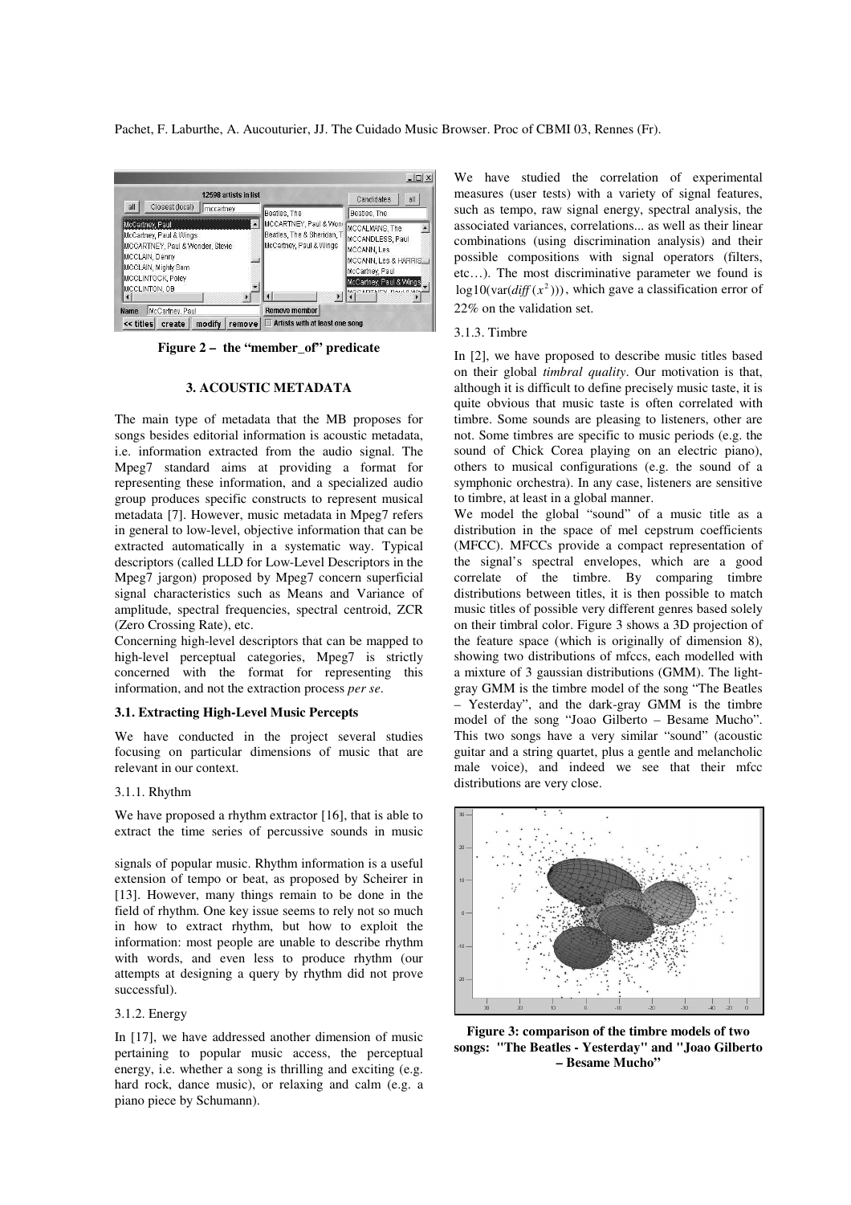Figure 2 – the "member_of" predicate

## 3. ACOUSTIC METADATA

The main type of metadata that the MB proposes for songs besides editorial information is acoustic metadata, i.e. information extracted from the audio signal. The Mpeg7 standard aims at providing a format for representing these information, and a specialized audio group produces specific constructs to represent musical metadata [7]. However, music metadata in Mpeg7 refers in general to low-level, objective information that can be extracted automatically in a systematic way. Typical descriptors (called LLD for Low-Level Descriptors in the Mpeg7 jargon) proposed by Mpeg7 concern superficial signal characteristics such as Means and Variance of amplitude, spectral frequencies, spectral centroid, ZCR (Zero Crossing Rate), etc.

Concerning high-level descriptors that can be mapped to high-level perceptual categories, Mpeg7 is strictly concerned with the format for representing this information, and not the extraction process *per se*.

### 3.1. Extracting High-Level Music Percepts

We have conducted in the project several studies focusing on particular dimensions of music that are relevant in our context.

#### 3.1.1. Rhythm

We have proposed a rhythm extractor [16], that is able to extract the time series of percussive sounds in music signals of popular music. Rhythm information is a useful extension of tempo or beat, as proposed by Scheirer in [13]. However, many things remain to be done in the field of rhythm. One key issue seems to rely not so much in how to extract rhythm, but how to exploit the information: most people are unable to describe rhythm with words, and even less to produce rhythm (our attempts at designing a query by rhythm did not prove successful).

#### 3.1.2. Energy

In [17], we have addressed another dimension of music pertaining to popular music access, the perceptual energy, i.e. whether a song is thrilling and exciting (e.g. hard rock, dance music), or relaxing and calm (e.g. a piano piece by Schumann).

We have studied the correlation of experimental measures (user tests) with a variety of signal features, such as tempo, raw signal energy, spectral analysis, the associated variances, correlations... as well as their linear combinations (using discrimination analysis) and their possible compositions with signal operators (filters, etc…). The most discriminative parameter we found is $\log 10(\mathrm{var}(\mathit{diff}(x^2)))$, which gave a classification error of 22% on the validation set.

#### 3.1.3. Timbre

In [2], we have proposed to describe music titles based on their global *timbral quality*. Our motivation is that, although it is difficult to define precisely music taste, it is quite obvious that music taste is often correlated with timbre. Some sounds are pleasing to listeners, other are not. Some timbres are specific to music periods (e.g. the sound of Chick Corea playing on an electric piano), others to musical configurations (e.g. the sound of a symphonic orchestra). In any case, listeners are sensitive to timbre, at least in a global manner.

We model the global "sound" of a music title as a distribution in the space of mel cepstrum coefficients (MFCC). MFCCs provide a compact representation of the signal's spectral envelopes, which are a good correlate of the timbre. By comparing timbre distributions between titles, it is then possible to match music titles of possible very different genres based solely on their timbral color. Figure 3 shows a 3D projection of the feature space (which is originally of dimension 8), showing two distributions of mfccs, each modelled with a mixture of 3 gaussian distributions (GMM). The light-gray GMM is the timbre model of the song "The Beatles – Yesterday", and the dark-gray GMM is the timbre model of the song "Joao Gilberto – Besame Mucho". This two songs have a very similar "sound" (acoustic guitar and a string quartet, plus a gentle and melancholic male voice), and indeed we see that their mfcc distributions are very close.

**Figure 3: comparison of the timbre models of two songs: "The Beatles - Yesterday" and "Joao Gilberto – Besame Mucho"**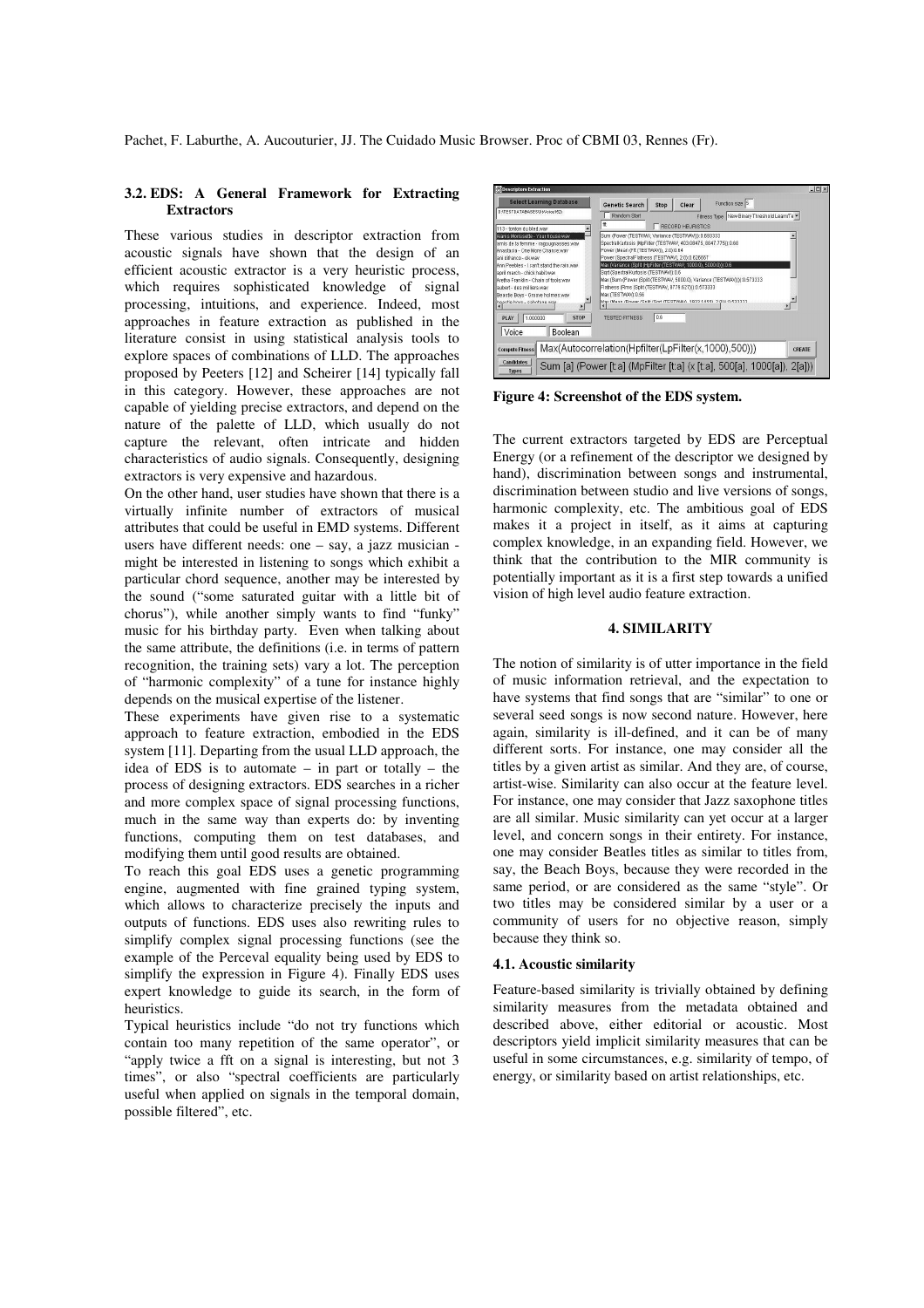### 3.2. EDS: A General Framework for Extracting Extractors

These various studies in descriptor extraction from acoustic signals have shown that the design of an efficient acoustic extractor is a very heuristic process, which requires sophisticated knowledge of signal processing, intuitions, and experience. Indeed, most approaches in feature extraction as published in the literature consist in using statistical analysis tools to explore spaces of combinations of LLD. The approaches proposed by Peeters [12] and Scheirer [14] typically fall in this category. However, these approaches are not capable of yielding precise extractors, and depend on the nature of the palette of LLD, which usually do not capture the relevant, often intricate and hidden characteristics of audio signals. Consequently, designing extractors is very expensive and hazardous.

On the other hand, user studies have shown that there is a virtually infinite number of extractors of musical attributes that could be useful in EMD systems. Different users have different needs: one – say, a jazz musician - might be interested in listening to songs which exhibit a particular chord sequence, another may be interested by the sound ("some saturated guitar with a little bit of chorus"), while another simply wants to find "funky" music for his birthday party. Even when talking about the same attribute, the definitions (i.e. in terms of pattern recognition, the training sets) vary a lot. The perception of "harmonic complexity" of a tune for instance highly depends on the musical expertise of the listener.

These experiments have given rise to a systematic approach to feature extraction, embodied in the EDS system [11]. Departing from the usual LLD approach, the idea of EDS is to automate – in part or totally – the process of designing extractors. EDS searches in a richer and more complex space of signal processing functions, much in the same way than experts do: by inventing functions, computing them on test databases, and modifying them until good results are obtained.

To reach this goal EDS uses a genetic programming engine, augmented with fine grained typing system, which allows to characterize precisely the inputs and outputs of functions. EDS uses also rewriting rules to simplify complex signal processing functions (see the example of the Perceval equality being used by EDS to simplify the expression in Figure 4). Finally EDS uses expert knowledge to guide its search, in the form of heuristics.

Typical heuristics include "do not try functions which contain too many repetition of the same operator", or "apply twice a fft on a signal is interesting, but not 3 times", or also "spectral coefficients are particularly useful when applied on signals in the temporal domain, possible filtered", etc.

**Figure 4: Screenshot of the EDS system.**

The current extractors targeted by EDS are Perceptual Energy (or a refinement of the descriptor we designed by hand), discrimination between songs and instrumental, discrimination between studio and live versions of songs, harmonic complexity, etc. The ambitious goal of EDS makes it a project in itself, as it aims at capturing complex knowledge, in an expanding field. However, we think that the contribution to the MIR community is potentially important as it is a first step towards a unified vision of high level audio feature extraction.

## 4. SIMILARITY

The notion of similarity is of utter importance in the field of music information retrieval, and the expectation to have systems that find songs that are "similar" to one or several seed songs is now second nature. However, here again, similarity is ill-defined, and it can be of many different sorts. For instance, one may consider all the titles by a given artist as similar. And they are, of course, artist-wise. Similarity can also occur at the feature level. For instance, one may consider that Jazz saxophone titles are all similar. Music similarity can yet occur at a larger level, and concern songs in their entirety. For instance, one may consider Beatles titles as similar to titles from, say, the Beach Boys, because they were recorded in the same period, or are considered as the same "style". Or two titles may be considered similar by a user or a community of users for no objective reason, simply because they think so.

### 4.1. Acoustic similarity

Feature-based similarity is trivially obtained by defining similarity measures from the metadata obtained and described above, either editorial or acoustic. Most descriptors yield implicit similarity measures that can be useful in some circumstances, e.g. similarity of tempo, of energy, or similarity based on artist relationships, etc.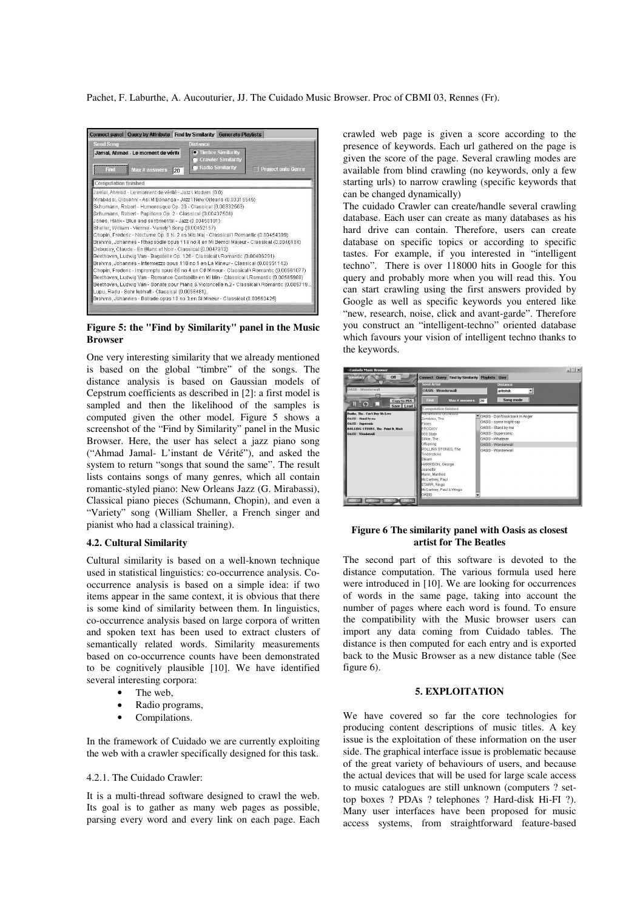**Figure 5: the "Find by Similarity" panel in the Music Browser**

One very interesting similarity that we already mentioned is based on the global "timbre" of the songs. The distance analysis is based on Gaussian models of Cepstrum coefficients as described in [2]: a first model is sampled and then the likelihood of the samples is computed given the other model. Figure 5 shows a screenshot of the "Find by Similarity" panel in the Music Browser. Here, the user has select a jazz piano song ("Ahmad Jamal- L'instant de Vérité"), and asked the system to return "songs that sound the same". The result lists contains songs of many genres, which all contain romantic-styled piano: New Orleans Jazz (G. Mirabassi), Classical piano pieces (Schumann, Chopin), and even a "Variety" song (William Sheller, a French singer and pianist who had a classical training).

### 4.2. Cultural Similarity

Cultural similarity is based on a well-known technique used in statistical linguistics: co-occurrence analysis. Co-occurrence analysis is based on a simple idea: if two items appear in the same context, it is obvious that there is some kind of similarity between them. In linguistics, co-occurrence analysis based on large corpora of written and spoken text has been used to extract clusters of semantically related words. Similarity measurements based on co-occurrence counts have been demonstrated to be cognitively plausible [10]. We have identified several interesting corpora:

- The web,
- Radio programs,
- Compilations.

In the framework of Cuidado we are currently exploiting the web with a crawler specifically designed for this task.

#### 4.2.1. The Cuidado Crawler:

It is a multi-thread software designed to crawl the web. Its goal is to gather as many web pages as possible, parsing every word and every link on each page. Each crawled web page is given a score according to the presence of keywords. Each url gathered on the page is given the score of the page. Several crawling modes are available from blind crawling (no keywords, only a few starting urls) to narrow crawling (specific keywords that can be changed dynamically)

The cuidado Crawler can create/handle several crawling database. Each user can create as many databases as his hard drive can contain. Therefore, users can create database on specific topics or according to specific tastes. For example, if you interested in "intelligent techno". There is over 118000 hits in Google for this query and probably more when you will read this. You can start crawling using the first answers provided by Google as well as specific keywords you entered like "new, research, noise, click and avant-garde". Therefore you construct an "intelligent-techno" oriented database which favours your vision of intelligent techno thanks to the keywords.

**Figure 6 The similarity panel with Oasis as closest artist for The Beatles**

The second part of this software is devoted to the distance computation. The various formula used here were introduced in [10]. We are looking for occurrences of words in the same page, taking into account the number of pages where each word is found. To ensure the compatibility with the Music browser users can import any data coming from Cuidado tables. The distance is then computed for each entry and is exported back to the Music Browser as a new distance table (See figure 6).

## 5. EXPLOITATION

We have covered so far the core technologies for producing content descriptions of music titles. A key issue is the exploitation of these information on the user side. The graphical interface issue is problematic because of the great variety of behaviours of users, and because the actual devices that will be used for large scale access to music catalogues are still unknown (computers ? set-top boxes ? PDAs ? telephones ? Hard-disk Hi-FI ?). Many user interfaces have been proposed for music access systems, from straightforward feature-based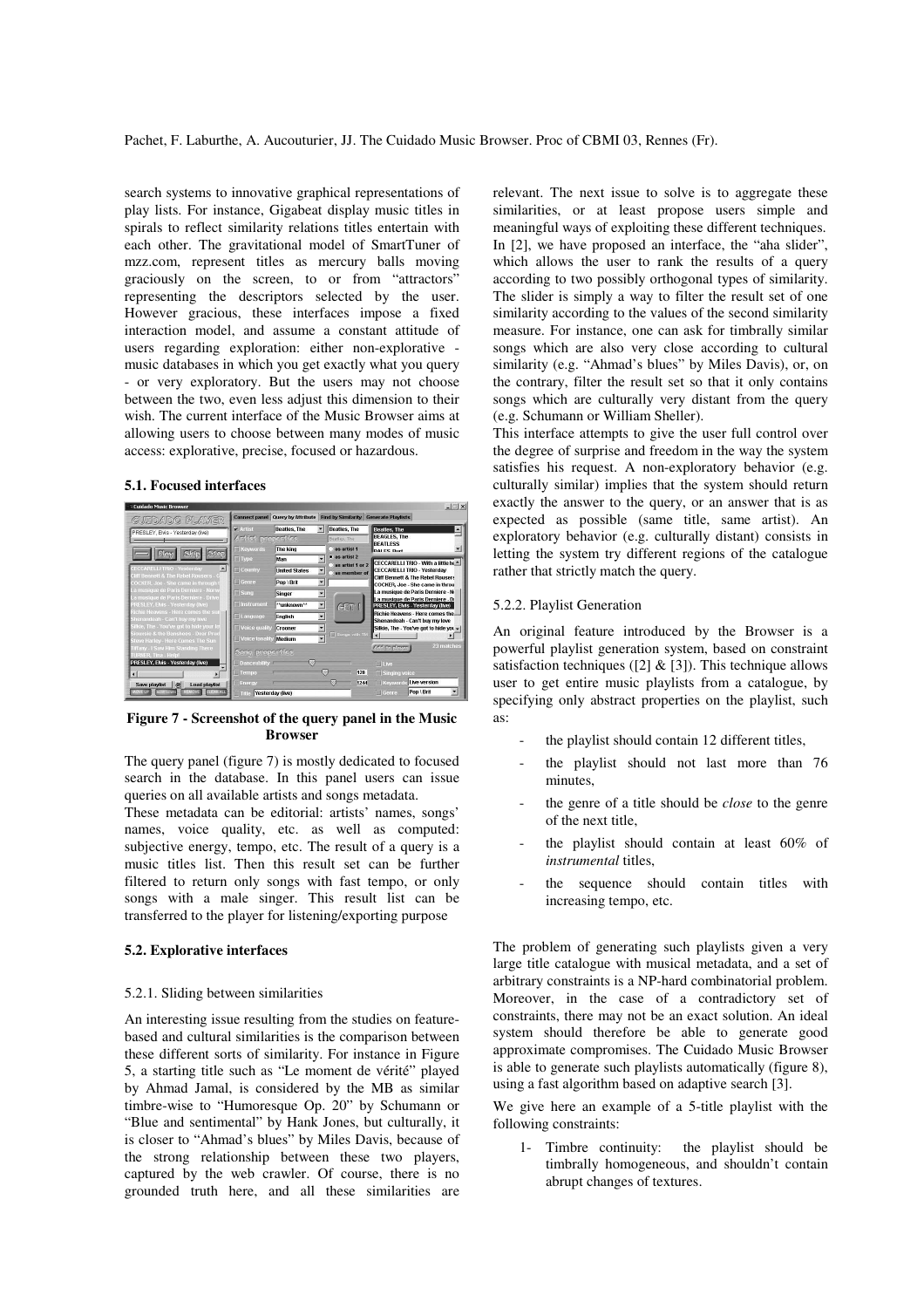search systems to innovative graphical representations of play lists. For instance, Gigabeat display music titles in spirals to reflect similarity relations titles entertain with each other. The gravitational model of SmartTuner of mzz.com, represent titles as mercury balls moving graciously on the screen, to or from "attractors" representing the descriptors selected by the user. However gracious, these interfaces impose a fixed interaction model, and assume a constant attitude of users regarding exploration: either non-explorative - music databases in which you get exactly what you query - or very exploratory. But the users may not choose between the two, even less adjust this dimension to their wish. The current interface of the Music Browser aims at allowing users to choose between many modes of music access: explorative, precise, focused or hazardous.

### 5.1. Focused interfaces

**Figure 7 - Screenshot of the query panel in the Music Browser**

The query panel (figure 7) is mostly dedicated to focused search in the database. In this panel users can issue queries on all available artists and songs metadata.
These metadata can be editorial: artists' names, songs' names, voice quality, etc. as well as computed: subjective energy, tempo, etc. The result of a query is a music titles list. Then this result set can be further filtered to return only songs with fast tempo, or only songs with a male singer. This result list can be transferred to the player for listening/exporting purpose

### 5.2. Explorative interfaces

#### 5.2.1. Sliding between similarities

An interesting issue resulting from the studies on feature-based and cultural similarities is the comparison between these different sorts of similarity. For instance in Figure 5, a starting title such as "Le moment de vérité" played by Ahmad Jamal, is considered by the MB as similar timbre-wise to "Humoresque Op. 20" by Schumann or "Blue and sentimental" by Hank Jones, but culturally, it is closer to "Ahmad's blues" by Miles Davis, because of the strong relationship between these two players, captured by the web crawler. Of course, there is no grounded truth here, and all these similarities are relevant. The next issue to solve is to aggregate these similarities, or at least propose users simple and meaningful ways of exploiting these different techniques. In [2], we have proposed an interface, the "aha slider", which allows the user to rank the results of a query according to two possibly orthogonal types of similarity. The slider is simply a way to filter the result set of one similarity according to the values of the second similarity measure. For instance, one can ask for timbrally similar songs which are also very close according to cultural similarity (e.g. "Ahmad's blues" by Miles Davis), or, on the contrary, filter the result set so that it only contains songs which are culturally very distant from the query (e.g. Schumann or William Sheller).

This interface attempts to give the user full control over the degree of surprise and freedom in the way the system satisfies his request. A non-exploratory behavior (e.g. culturally similar) implies that the system should return exactly the answer to the query, or an answer that is as expected as possible (same title, same artist). An exploratory behavior (e.g. culturally distant) consists in letting the system try different regions of the catalogue rather that strictly match the query.

#### 5.2.2. Playlist Generation

An original feature introduced by the Browser is a powerful playlist generation system, based on constraint satisfaction techniques ([2] & [3]). This technique allows user to get entire music playlists from a catalogue, by specifying only abstract properties on the playlist, such as:

- the playlist should contain 12 different titles,
- the playlist should not last more than 76 minutes,
- the genre of a title should be *close* to the genre of the next title,
- the playlist should contain at least 60% of *instrumental* titles,
- the sequence should contain titles with increasing tempo, etc.

The problem of generating such playlists given a very large title catalogue with musical metadata, and a set of arbitrary constraints is a NP-hard combinatorial problem. Moreover, in the case of a contradictory set of constraints, there may not be an exact solution. An ideal system should therefore be able to generate good approximate compromises. The Cuidado Music Browser is able to generate such playlists automatically (figure 8), using a fast algorithm based on adaptive search [3].

We give here an example of a 5-title playlist with the following constraints:

1- Timbre continuity: the playlist should be timbrally homogeneous, and shouldn't contain abrupt changes of textures.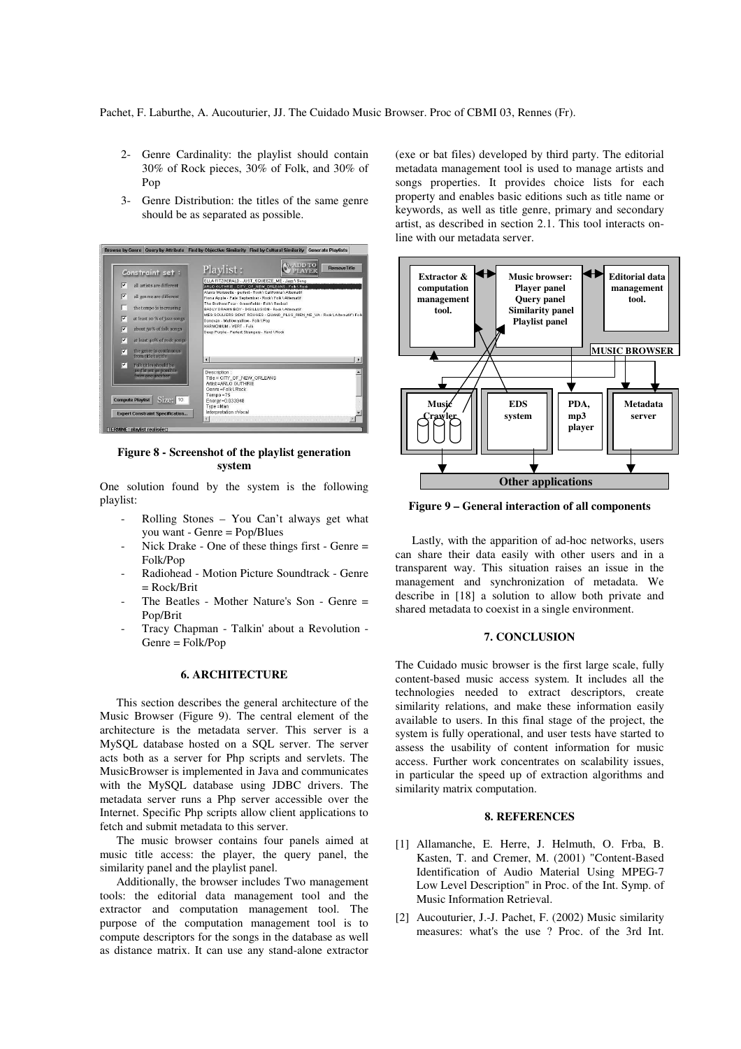2- Genre Cardinality: the playlist should contain 30% of Rock pieces, 30% of Folk, and 30% of Pop

3- Genre Distribution: the titles of the same genre should be as separated as possible.

**Figure 8 - Screenshot of the playlist generation system**

One solution found by the system is the following playlist:

- Rolling Stones – You Can't always get what you want - Genre = Pop/Blues
- Nick Drake - One of these things first - Genre = Folk/Pop
- Radiohead - Motion Picture Soundtrack - Genre = Rock/Brit
- The Beatles - Mother Nature's Son - Genre = Pop/Brit
- Tracy Chapman - Talkin' about a Revolution - Genre = Folk/Pop

## 6. ARCHITECTURE

This section describes the general architecture of the Music Browser (Figure 9). The central element of the architecture is the metadata server. This server is a MySQL database hosted on a SQL server. The server acts both as a server for Php scripts and servlets. The MusicBrowser is implemented in Java and communicates with the MySQL database using JDBC drivers. The metadata server runs a Php server accessible over the Internet. Specific Php scripts allow client applications to fetch and submit metadata to this server.

The music browser contains four panels aimed at music title access: the player, the query panel, the similarity panel and the playlist panel.

Additionally, the browser includes Two management tools: the editorial data management tool and the extractor and computation management tool. The purpose of the computation management tool is to compute descriptors for the songs in the database as well as distance matrix. It can use any stand-alone extractor (exe or bat files) developed by third party. The editorial metadata management tool is used to manage artists and songs properties. It provides choice lists for each property and enables basic editions such as title name or keywords, as well as title genre, primary and secondary artist, as described in section 2.1. This tool interacts on-line with our metadata server.

**Figure 9 – General interaction of all components**

Lastly, with the apparition of ad-hoc networks, users can share their data easily with other users and in a transparent way. This situation raises an issue in the management and synchronization of metadata. We describe in [18] a solution to allow both private and shared metadata to coexist in a single environment.

## 7. CONCLUSION

The Cuidado music browser is the first large scale, fully content-based music access system. It includes all the technologies needed to extract descriptors, create similarity relations, and make these information easily available to users. In this final stage of the project, the system is fully operational, and user tests have started to assess the usability of content information for music access. Further work concentrates on scalability issues, in particular the speed up of extraction algorithms and similarity matrix computation.

## 8. REFERENCES

[1] Allamanche, E. Herre, J. Helmuth, O. Frba, B. Kasten, T. and Cremer, M. (2001) "Content-Based Identification of Audio Material Using MPEG-7 Low Level Description" in Proc. of the Int. Symp. of Music Information Retrieval.

[2] Aucouturier, J.-J. Pachet, F. (2002) Music similarity measures: what's the use ? Proc. of the 3rd Int.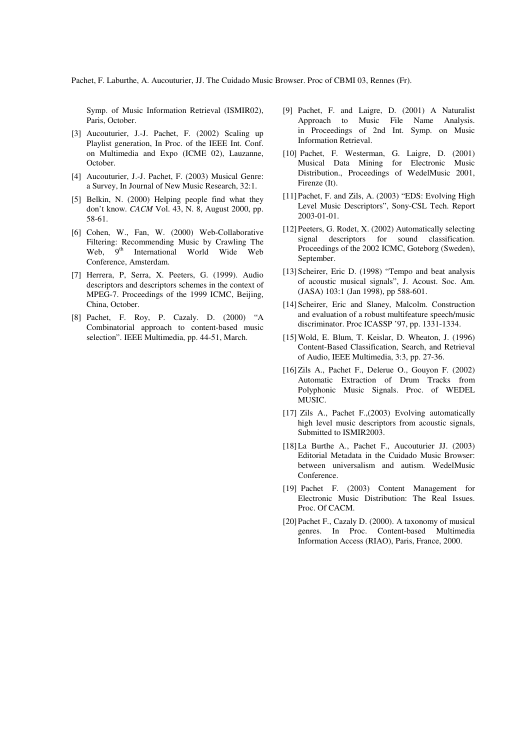Symp. of Music Information Retrieval (ISMIR02), Paris, October.

[3] Aucouturier, J.-J. Pachet, F. (2002) Scaling up Playlist generation, In Proc. of the IEEE Int. Conf. on Multimedia and Expo (ICME 02), Lauzanne, October.

[4] Aucouturier, J.-J. Pachet, F. (2003) Musical Genre: a Survey, In Journal of New Music Research, 32:1.

[5] Belkin, N. (2000) Helping people find what they don't know. *CACM* Vol. 43, N. 8, August 2000, pp. 58-61.

[6] Cohen, W., Fan, W. (2000) Web-Collaborative Filtering: Recommending Music by Crawling The Web, 9th International World Wide Web Conference, Amsterdam.

[7] Herrera, P, Serra, X. Peeters, G. (1999). Audio descriptors and descriptors schemes in the context of MPEG-7. Proceedings of the 1999 ICMC, Beijing, China, October.

[8] Pachet, F. Roy, P. Cazaly. D. (2000) "A Combinatorial approach to content-based music selection". IEEE Multimedia, pp. 44-51, March.

[9] Pachet, F. and Laigre, D. (2001) A Naturalist Approach to Music File Name Analysis. in Proceedings of 2nd Int. Symp. on Music Information Retrieval.

[10] Pachet, F. Westerman, G. Laigre, D. (2001) Musical Data Mining for Electronic Music Distribution., Proceedings of WedelMusic 2001, Firenze (It).

[11] Pachet, F. and Zils, A. (2003) "EDS: Evolving High Level Music Descriptors", Sony-CSL Tech. Report 2003-01-01.

[12] Peeters, G. Rodet, X. (2002) Automatically selecting signal descriptors for sound classification. Proceedings of the 2002 ICMC, Goteborg (Sweden), September.

[13] Scheirer, Eric D. (1998) "Tempo and beat analysis of acoustic musical signals", J. Acoust. Soc. Am. (JASA) 103:1 (Jan 1998), pp 588-601.

[14] Scheirer, Eric and Slaney, Malcolm. Construction and evaluation of a robust multifeature speech/music discriminator. Proc ICASSP '97, pp. 1331-1334.

[15] Wold, E. Blum, T. Keislar, D. Wheaton, J. (1996) Content-Based Classification, Search, and Retrieval of Audio, IEEE Multimedia, 3:3, pp. 27-36.

[16] Zils A., Pachet F., Delerue O., Gouyon F. (2002) Automatic Extraction of Drum Tracks from Polyphonic Music Signals. Proc. of WEDEL MUSIC.

[17] Zils A., Pachet F.,(2003) Evolving automatically high level music descriptors from acoustic signals, Submitted to ISMIR2003.

[18] La Burthe A., Pachet F., Aucouturier JJ. (2003) Editorial Metadata in the Cuidado Music Browser: between universalism and autism. WedelMusic Conference.

[19] Pachet F. (2003) Content Management for Electronic Music Distribution: The Real Issues. Proc. Of CACM.

[20] Pachet F., Cazaly D. (2000). A taxonomy of musical genres. In Proc. Content-based Multimedia Information Access (RIAO), Paris, France, 2000.